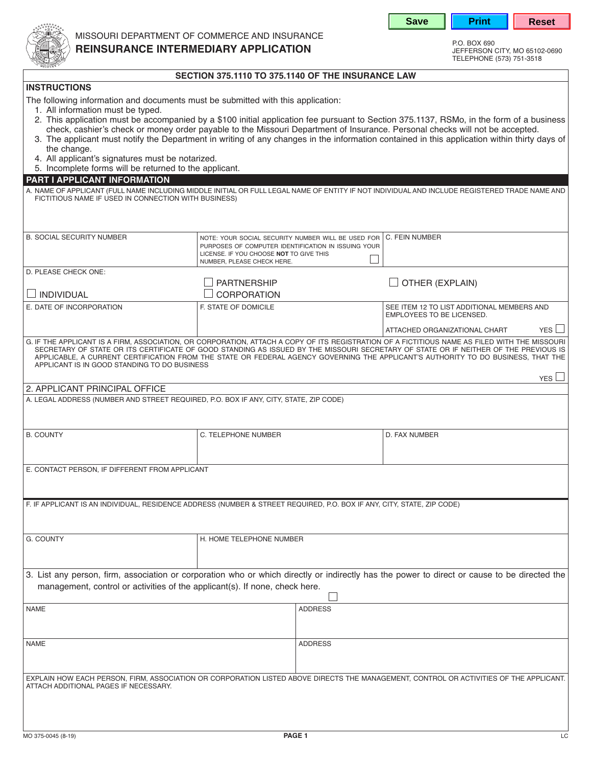MISSOURI DEPARTMENT OF COMMERCE AND INSURANCE

# REINSURANCE INTERMEDIARY APPLICATION

P.O. BOX 690
JEFFERSON CITY, MO 65102-0690
TELEPHONE (573) 751-3518

## SECTION 375.1110 TO 375.1140 OF THE INSURANCE LAW

### INSTRUCTIONS

The following information and documents must be submitted with this application:

1. All information must be typed.
2. This application must be accompanied by a $100 initial application fee pursuant to Section 375.1137, RSMo, in the form of a business check, cashier's check or money order payable to the Missouri Department of Insurance. Personal checks will not be accepted.
3. The applicant must notify the Department in writing of any changes in the information contained in this application within thirty days of the change.
4. All applicant's signatures must be notarized.
5. Incomplete forms will be returned to the applicant.

## PART I APPLICANT INFORMATION

A. NAME OF APPLICANT (FULL NAME INCLUDING MIDDLE INITIAL OR FULL LEGAL NAME OF ENTITY IF NOT INDIVIDUAL AND INCLUDE REGISTERED TRADE NAME AND FICTITIOUS NAME IF USED IN CONNECTION WITH BUSINESS)

| B. SOCIAL SECURITY NUMBER | NOTE: YOUR SOCIAL SECURITY NUMBER WILL BE USED FOR PURPOSES OF COMPUTER IDENTIFICATION IN ISSUING YOUR LICENSE. IF YOU CHOOSE **NOT** TO GIVE THIS NUMBER, PLEASE CHECK HERE. ☐ | C. FEIN NUMBER |
|---|---|---|

D. PLEASE CHECK ONE:

☐ INDIVIDUAL ☐ PARTNERSHIP ☐ CORPORATION ☐ OTHER (EXPLAIN)

| E. DATE OF INCORPORATION | F. STATE OF DOMICILE | SEE ITEM 12 TO LIST ADDITIONAL MEMBERS AND EMPLOYEES TO BE LICENSED. ATTACHED ORGANIZATIONAL CHART YES ☐ |
|---|---|---|

G. IF THE APPLICANT IS A FIRM, ASSOCIATION, OR CORPORATION, ATTACH A COPY OF ITS REGISTRATION OF A FICTITIOUS NAME AS FILED WITH THE MISSOURI SECRETARY OF STATE OR ITS CERTIFICATE OF GOOD STANDING AS ISSUED BY THE MISSOURI SECRETARY OF STATE OR IF NEITHER OF THE PREVIOUS IS APPLICABLE, A CURRENT CERTIFICATION FROM THE STATE OR FEDERAL AGENCY GOVERNING THE APPLICANT'S AUTHORITY TO DO BUSINESS, THAT THE APPLICANT IS IN GOOD STANDING TO DO BUSINESS

YES ☐

### 2. APPLICANT PRINCIPAL OFFICE

A. LEGAL ADDRESS (NUMBER AND STREET REQUIRED, P.O. BOX IF ANY, CITY, STATE, ZIP CODE)

| B. COUNTY | C. TELEPHONE NUMBER | D. FAX NUMBER |
|---|---|---|

E. CONTACT PERSON, IF DIFFERENT FROM APPLICANT

F. IF APPLICANT IS AN INDIVIDUAL, RESIDENCE ADDRESS (NUMBER & STREET REQUIRED, P.O. BOX IF ANY, CITY, STATE, ZIP CODE)

| G. COUNTY | H. HOME TELEPHONE NUMBER |
|---|---|

3. List any person, firm, association or corporation who or which directly or indirectly has the power to direct or cause to be directed the management, control or activities of the applicant(s). If none, check here. ☐

| NAME | ADDRESS |
|---|---|
| NAME | ADDRESS |

EXPLAIN HOW EACH PERSON, FIRM, ASSOCIATION OR CORPORATION LISTED ABOVE DIRECTS THE MANAGEMENT, CONTROL OR ACTIVITIES OF THE APPLICANT. ATTACH ADDITIONAL PAGES IF NECESSARY.

MO 375-0045 (8-19) LC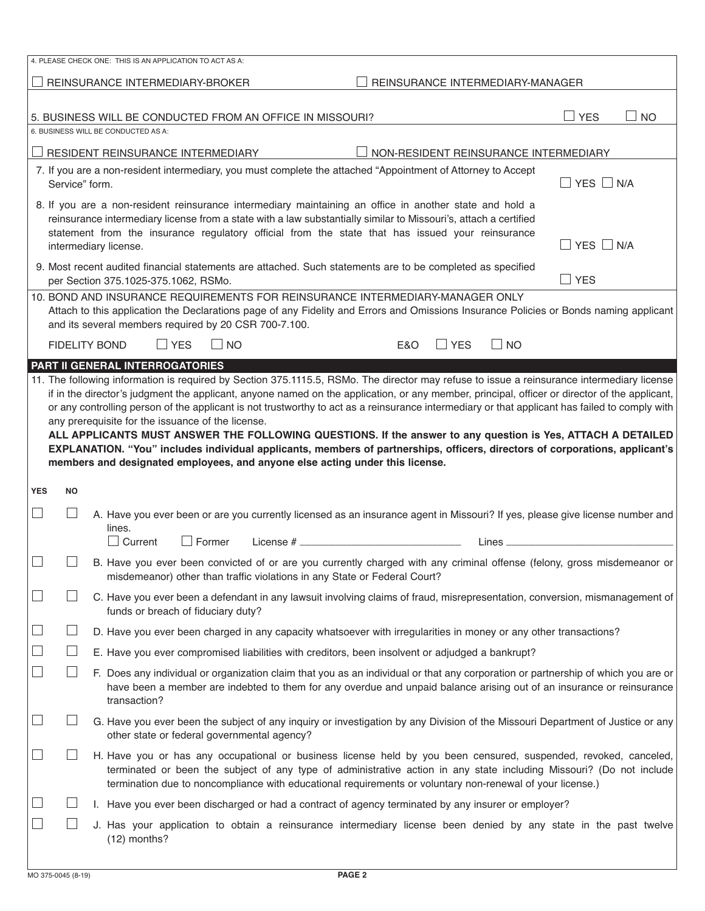4. PLEASE CHECK ONE: THIS IS AN APPLICATION TO ACT AS A:

☐ REINSURANCE INTERMEDIARY-BROKER ☐ REINSURANCE INTERMEDIARY-MANAGER

5. BUSINESS WILL BE CONDUCTED FROM AN OFFICE IN MISSOURI? ☐ YES ☐ NO

6. BUSINESS WILL BE CONDUCTED AS A:

☐ RESIDENT REINSURANCE INTERMEDIARY ☐ NON-RESIDENT REINSURANCE INTERMEDIARY

7. If you are a non-resident intermediary, you must complete the attached "Appointment of Attorney to Accept Service" form. ☐ YES ☐ N/A

8. If you are a non-resident reinsurance intermediary maintaining an office in another state and hold a reinsurance intermediary license from a state with a law substantially similar to Missouri's, attach a certified statement from the insurance regulatory official from the state that has issued your reinsurance intermediary license. ☐ YES ☐ N/A

9. Most recent audited financial statements are attached. Such statements are to be completed as specified per Section 375.1025-375.1062, RSMo. ☐ YES

10. BOND AND INSURANCE REQUIREMENTS FOR REINSURANCE INTERMEDIARY-MANAGER ONLY
Attach to this application the Declarations page of any Fidelity and Errors and Omissions Insurance Policies or Bonds naming applicant and its several members required by 20 CSR 700-7.100.

FIDELITY BOND ☐ YES ☐ NO E&O ☐ YES ☐ NO

## PART II GENERAL INTERROGATORIES

11. The following information is required by Section 375.1115.5, RSMo. The director may refuse to issue a reinsurance intermediary license if in the director's judgment the applicant, anyone named on the application, or any member, principal, officer or director of the applicant, or any controlling person of the applicant is not trustworthy to act as a reinsurance intermediary or that applicant has failed to comply with any prerequisite for the issuance of the license.
**ALL APPLICANTS MUST ANSWER THE FOLLOWING QUESTIONS. If the answer to any question is Yes, ATTACH A DETAILED EXPLANATION. "You" includes individual applicants, members of partnerships, officers, directors of corporations, applicant's members and designated employees, and anyone else acting under this license.**

| YES | NO | |
|---|---|---|
| ☐ | ☐ | A. Have you ever been or are you currently licensed as an insurance agent in Missouri? If yes, please give license number and lines. ☐ Current ☐ Former License # \_\_\_\_\_\_\_\_\_\_ Lines \_\_\_\_\_\_\_\_\_\_ |
| ☐ | ☐ | B. Have you ever been convicted of or are you currently charged with any criminal offense (felony, gross misdemeanor or misdemeanor) other than traffic violations in any State or Federal Court? |
| ☐ | ☐ | C. Have you ever been a defendant in any lawsuit involving claims of fraud, misrepresentation, conversion, mismanagement of funds or breach of fiduciary duty? |
| ☐ | ☐ | D. Have you ever been charged in any capacity whatsoever with irregularities in money or any other transactions? |
| ☐ | ☐ | E. Have you ever compromised liabilities with creditors, been insolvent or adjudged a bankrupt? |
| ☐ | ☐ | F. Does any individual or organization claim that you as an individual or that any corporation or partnership of which you are or have been a member are indebted to them for any overdue and unpaid balance arising out of an insurance or reinsurance transaction? |
| ☐ | ☐ | G. Have you ever been the subject of any inquiry or investigation by any Division of the Missouri Department of Justice or any other state or federal governmental agency? |
| ☐ | ☐ | H. Have you or has any occupational or business license held by you been censured, suspended, revoked, canceled, terminated or been the subject of any type of administrative action in any state including Missouri? (Do not include termination due to noncompliance with educational requirements or voluntary non-renewal of your license.) |
| ☐ | ☐ | I. Have you ever been discharged or had a contract of agency terminated by any insurer or employer? |
| ☐ | ☐ | J. Has your application to obtain a reinsurance intermediary license been denied by any state in the past twelve (12) months? |

MO 375-0045 (8-19)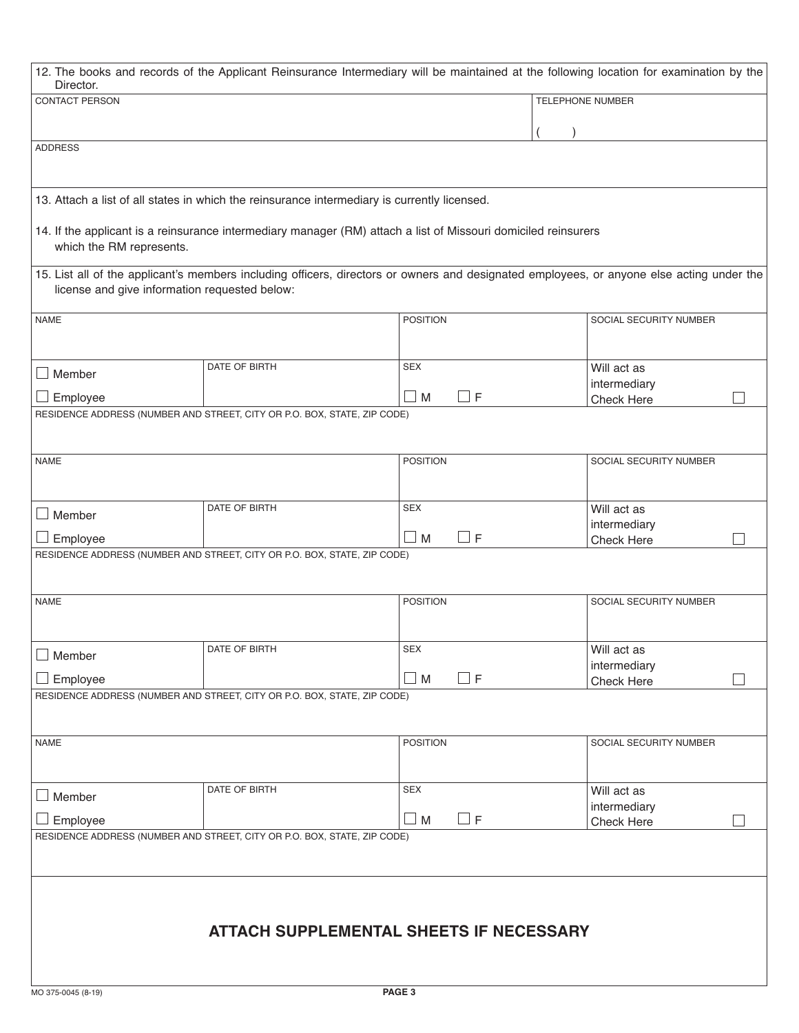12. The books and records of the Applicant Reinsurance Intermediary will be maintained at the following location for examination by the Director.

| CONTACT PERSON | TELEPHONE NUMBER |
|---|---|
| | ( ) |
| ADDRESS | |
| | |

13. Attach a list of all states in which the reinsurance intermediary is currently licensed.

14. If the applicant is a reinsurance intermediary manager (RM) attach a list of Missouri domiciled reinsurers which the RM represents.

15. List all of the applicant's members including officers, directors or owners and designated employees, or anyone else acting under the license and give information requested below:

| NAME | | POSITION | SOCIAL SECURITY NUMBER |
|---|---|---|---|
| | | | |
| ☐ Member ☐ Employee | DATE OF BIRTH | SEX ☐ M ☐ F | Will act as intermediary Check Here ☐ |
| RESIDENCE ADDRESS (NUMBER AND STREET, CITY OR P.O. BOX, STATE, ZIP CODE) | | | |
| | | | |

| NAME | | POSITION | SOCIAL SECURITY NUMBER |
|---|---|---|---|
| | | | |
| ☐ Member ☐ Employee | DATE OF BIRTH | SEX ☐ M ☐ F | Will act as intermediary Check Here ☐ |
| RESIDENCE ADDRESS (NUMBER AND STREET, CITY OR P.O. BOX, STATE, ZIP CODE) | | | |
| | | | |

| NAME | | POSITION | SOCIAL SECURITY NUMBER |
|---|---|---|---|
| | | | |
| ☐ Member ☐ Employee | DATE OF BIRTH | SEX ☐ M ☐ F | Will act as intermediary Check Here ☐ |
| RESIDENCE ADDRESS (NUMBER AND STREET, CITY OR P.O. BOX, STATE, ZIP CODE) | | | |
| | | | |

| NAME | | POSITION | SOCIAL SECURITY NUMBER |
|---|---|---|---|
| | | | |
| ☐ Member ☐ Employee | DATE OF BIRTH | SEX ☐ M ☐ F | Will act as intermediary Check Here ☐ |
| RESIDENCE ADDRESS (NUMBER AND STREET, CITY OR P.O. BOX, STATE, ZIP CODE) | | | |
| | | | |

## ATTACH SUPPLEMENTAL SHEETS IF NECESSARY

MO 375-0045 (8-19)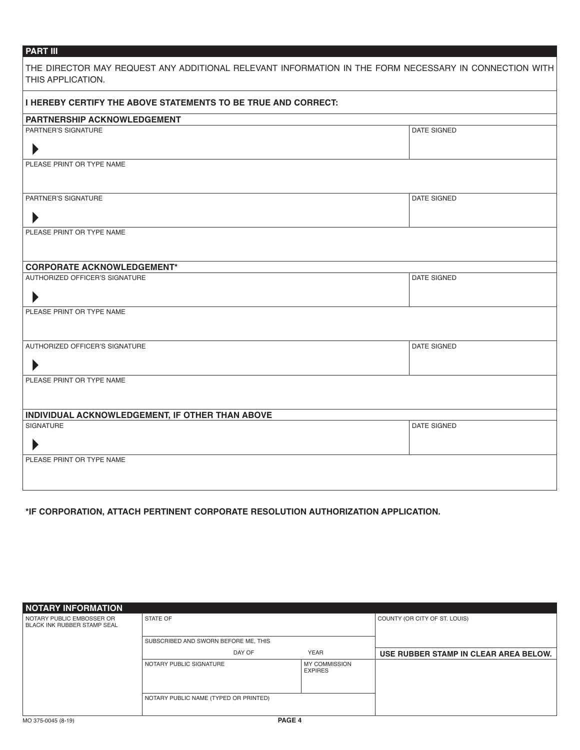## PART III

THE DIRECTOR MAY REQUEST ANY ADDITIONAL RELEVANT INFORMATION IN THE FORM NECESSARY IN CONNECTION WITH THIS APPLICATION.

**I HEREBY CERTIFY THE ABOVE STATEMENTS TO BE TRUE AND CORRECT:**

### PARTNERSHIP ACKNOWLEDGEMENT

| PARTNER'S SIGNATURE | DATE SIGNED |
|---|---|
| ▶ | |
| PLEASE PRINT OR TYPE NAME | |
| PARTNER'S SIGNATURE | DATE SIGNED |
| ▶ | |
| PLEASE PRINT OR TYPE NAME | |

### CORPORATE ACKNOWLEDGEMENT*

| AUTHORIZED OFFICER'S SIGNATURE | DATE SIGNED |
|---|---|
| ▶ | |
| PLEASE PRINT OR TYPE NAME | |
| AUTHORIZED OFFICER'S SIGNATURE | DATE SIGNED |
| ▶ | |
| PLEASE PRINT OR TYPE NAME | |

### INDIVIDUAL ACKNOWLEDGEMENT, IF OTHER THAN ABOVE

| SIGNATURE | DATE SIGNED |
|---|---|
| ▶ | |
| PLEASE PRINT OR TYPE NAME | |

**\*IF CORPORATION, ATTACH PERTINENT CORPORATE RESOLUTION AUTHORIZATION APPLICATION.**

### NOTARY INFORMATION

| NOTARY PUBLIC EMBOSSER OR BLACK INK RUBBER STAMP SEAL | STATE OF | | COUNTY (OR CITY OF ST. LOUIS) |
|---|---|---|---|
| | SUBSCRIBED AND SWORN BEFORE ME, THIS | | |
| | DAY OF | YEAR | **USE RUBBER STAMP IN CLEAR AREA BELOW.** |
| | NOTARY PUBLIC SIGNATURE | MY COMMISSION EXPIRES | |
| | NOTARY PUBLIC NAME (TYPED OR PRINTED) | | |

MO 375-0045 (8-19)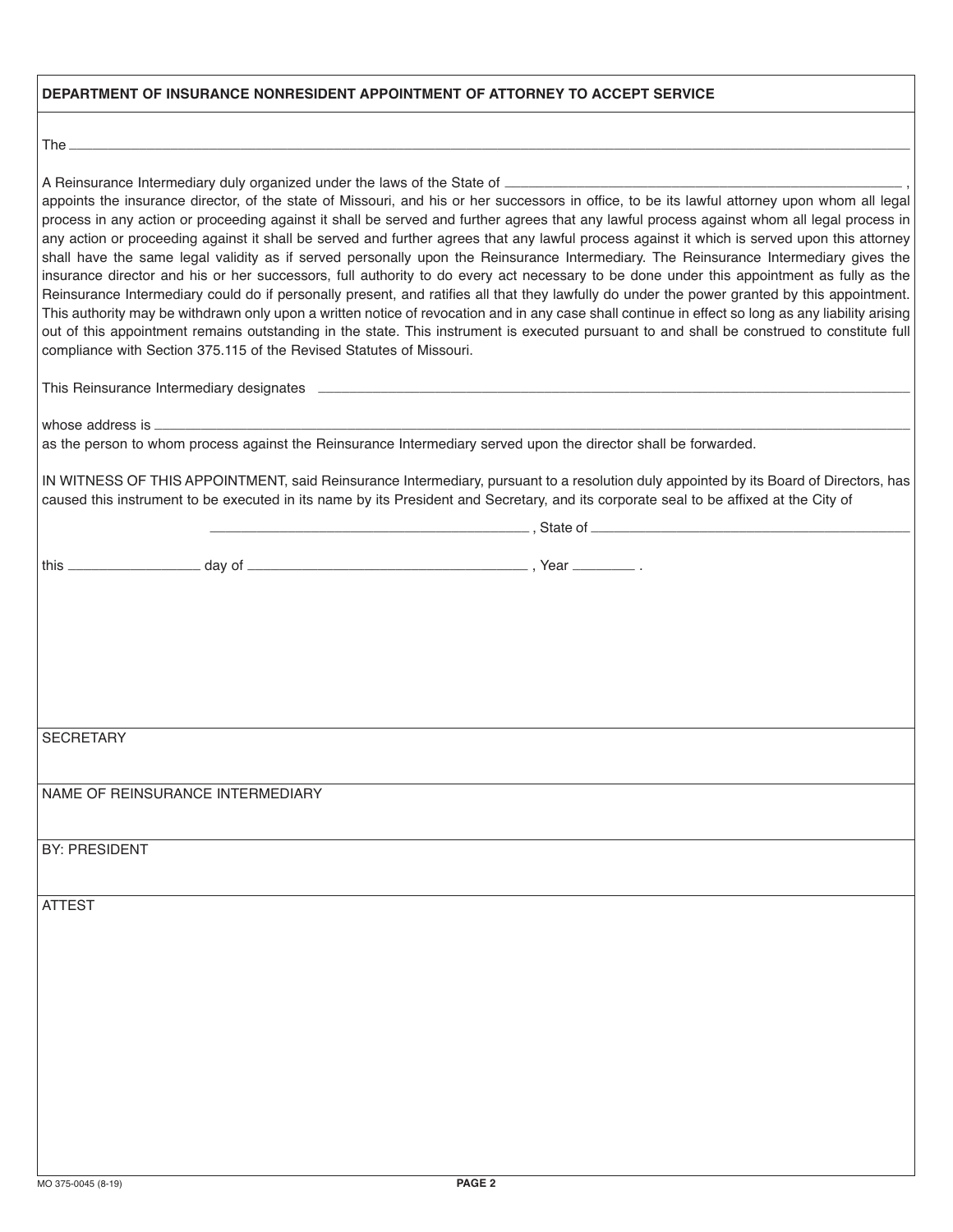## DEPARTMENT OF INSURANCE NONRESIDENT APPOINTMENT OF ATTORNEY TO ACCEPT SERVICE

The ______________________________________________________________________________________________

A Reinsurance Intermediary duly organized under the laws of the State of ________________________________________ , appoints the insurance director, of the state of Missouri, and his or her successors in office, to be its lawful attorney upon whom all legal process in any action or proceeding against it shall be served and further agrees that any lawful process against whom all legal process in any action or proceeding against it shall be served and further agrees that any lawful process against it which is served upon this attorney shall have the same legal validity as if served personally upon the Reinsurance Intermediary. The Reinsurance Intermediary gives the insurance director and his or her successors, full authority to do every act necessary to be done under this appointment as fully as the Reinsurance Intermediary could do if personally present, and ratifies all that they lawfully do under the power granted by this appointment. This authority may be withdrawn only upon a written notice of revocation and in any case shall continue in effect so long as any liability arising out of this appointment remains outstanding in the state. This instrument is executed pursuant to and shall be construed to constitute full compliance with Section 375.115 of the Revised Statutes of Missouri.

This Reinsurance Intermediary designates ______________________________________________________________

whose address is ___________________________________________________________________________________
as the person to whom process against the Reinsurance Intermediary served upon the director shall be forwarded.

IN WITNESS OF THIS APPOINTMENT, said Reinsurance Intermediary, pursuant to a resolution duly appointed by its Board of Directors, has caused this instrument to be executed in its name by its President and Secretary, and its corporate seal to be affixed at the City of

________________________________________ , State of ________________________________________

this ________________ day of __________________________________ , Year ________ .

SECRETARY

NAME OF REINSURANCE INTERMEDIARY

BY: PRESIDENT

ATTEST

MO 375-0045 (8-19)